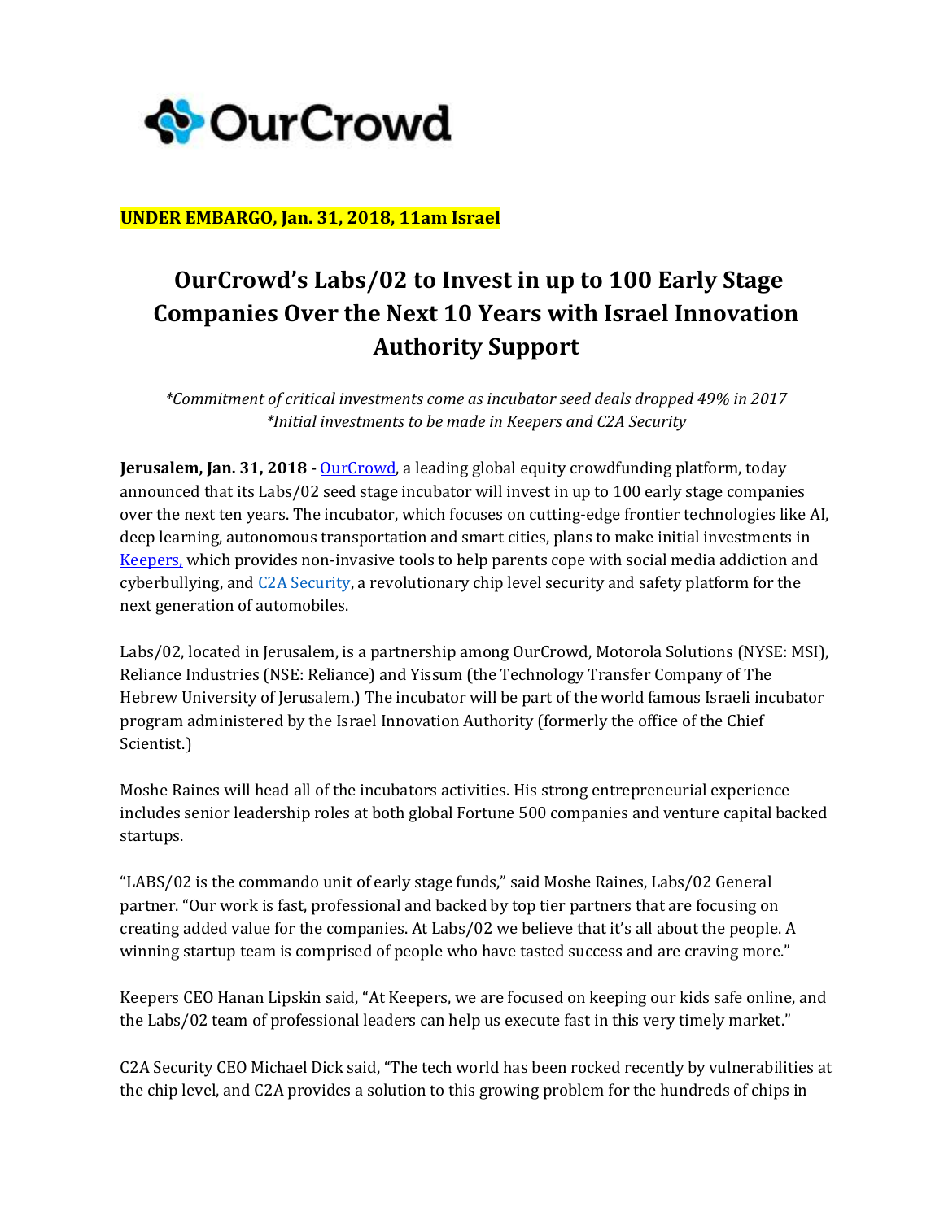**UNDER EMBARGO, Jan. 31, 2018, 11am Israel**

# OurCrowd's Labs/02 to Invest in up to 100 Early Stage Companies Over the Next 10 Years with Israel Innovation Authority Support

*\*Commitment of critical investments come as incubator seed deals dropped 49% in 2017*
*\*Initial investments to be made in Keepers and C2A Security*

**Jerusalem, Jan. 31, 2018 -** OurCrowd, a leading global equity crowdfunding platform, today announced that its Labs/02 seed stage incubator will invest in up to 100 early stage companies over the next ten years. The incubator, which focuses on cutting-edge frontier technologies like AI, deep learning, autonomous transportation and smart cities, plans to make initial investments in Keepers, which provides non-invasive tools to help parents cope with social media addiction and cyberbullying, and C2A Security, a revolutionary chip level security and safety platform for the next generation of automobiles.

Labs/02, located in Jerusalem, is a partnership among OurCrowd, Motorola Solutions (NYSE: MSI), Reliance Industries (NSE: Reliance) and Yissum (the Technology Transfer Company of The Hebrew University of Jerusalem.) The incubator will be part of the world famous Israeli incubator program administered by the Israel Innovation Authority (formerly the office of the Chief Scientist.)

Moshe Raines will head all of the incubators activities. His strong entrepreneurial experience includes senior leadership roles at both global Fortune 500 companies and venture capital backed startups.

"LABS/02 is the commando unit of early stage funds," said Moshe Raines, Labs/02 General partner. "Our work is fast, professional and backed by top tier partners that are focusing on creating added value for the companies. At Labs/02 we believe that it's all about the people. A winning startup team is comprised of people who have tasted success and are craving more."

Keepers CEO Hanan Lipskin said, "At Keepers, we are focused on keeping our kids safe online, and the Labs/02 team of professional leaders can help us execute fast in this very timely market."

C2A Security CEO Michael Dick said, "The tech world has been rocked recently by vulnerabilities at the chip level, and C2A provides a solution to this growing problem for the hundreds of chips in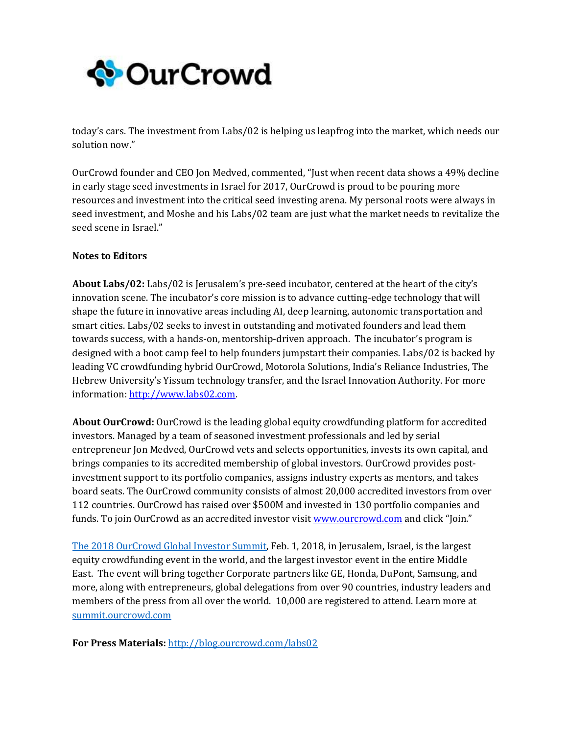today's cars. The investment from Labs/02 is helping us leapfrog into the market, which needs our solution now."

OurCrowd founder and CEO Jon Medved, commented, "Just when recent data shows a 49% decline in early stage seed investments in Israel for 2017, OurCrowd is proud to be pouring more resources and investment into the critical seed investing arena. My personal roots were always in seed investment, and Moshe and his Labs/02 team are just what the market needs to revitalize the seed scene in Israel."

**Notes to Editors**

**About Labs/02:** Labs/02 is Jerusalem's pre-seed incubator, centered at the heart of the city's innovation scene. The incubator's core mission is to advance cutting-edge technology that will shape the future in innovative areas including AI, deep learning, autonomic transportation and smart cities. Labs/02 seeks to invest in outstanding and motivated founders and lead them towards success, with a hands-on, mentorship-driven approach. The incubator's program is designed with a boot camp feel to help founders jumpstart their companies. Labs/02 is backed by leading VC crowdfunding hybrid OurCrowd, Motorola Solutions, India's Reliance Industries, The Hebrew University's Yissum technology transfer, and the Israel Innovation Authority. For more information: [http://www.labs02.com](http://www.labs02.com).

**About OurCrowd:** OurCrowd is the leading global equity crowdfunding platform for accredited investors. Managed by a team of seasoned investment professionals and led by serial entrepreneur Jon Medved, OurCrowd vets and selects opportunities, invests its own capital, and brings companies to its accredited membership of global investors. OurCrowd provides post-investment support to its portfolio companies, assigns industry experts as mentors, and takes board seats. The OurCrowd community consists of almost 20,000 accredited investors from over 112 countries. OurCrowd has raised over $500M and invested in 130 portfolio companies and funds. To join OurCrowd as an accredited investor visit [www.ourcrowd.com](http://www.ourcrowd.com) and click "Join."

[The 2018 OurCrowd Global Investor Summit](http://summit.ourcrowd.com), Feb. 1, 2018, in Jerusalem, Israel, is the largest equity crowdfunding event in the world, and the largest investor event in the entire Middle East. The event will bring together Corporate partners like GE, Honda, DuPont, Samsung, and more, along with entrepreneurs, global delegations from over 90 countries, industry leaders and members of the press from all over the world. 10,000 are registered to attend. Learn more at [summit.ourcrowd.com](http://summit.ourcrowd.com)

**For Press Materials:** [http://blog.ourcrowd.com/labs02](http://blog.ourcrowd.com/labs02)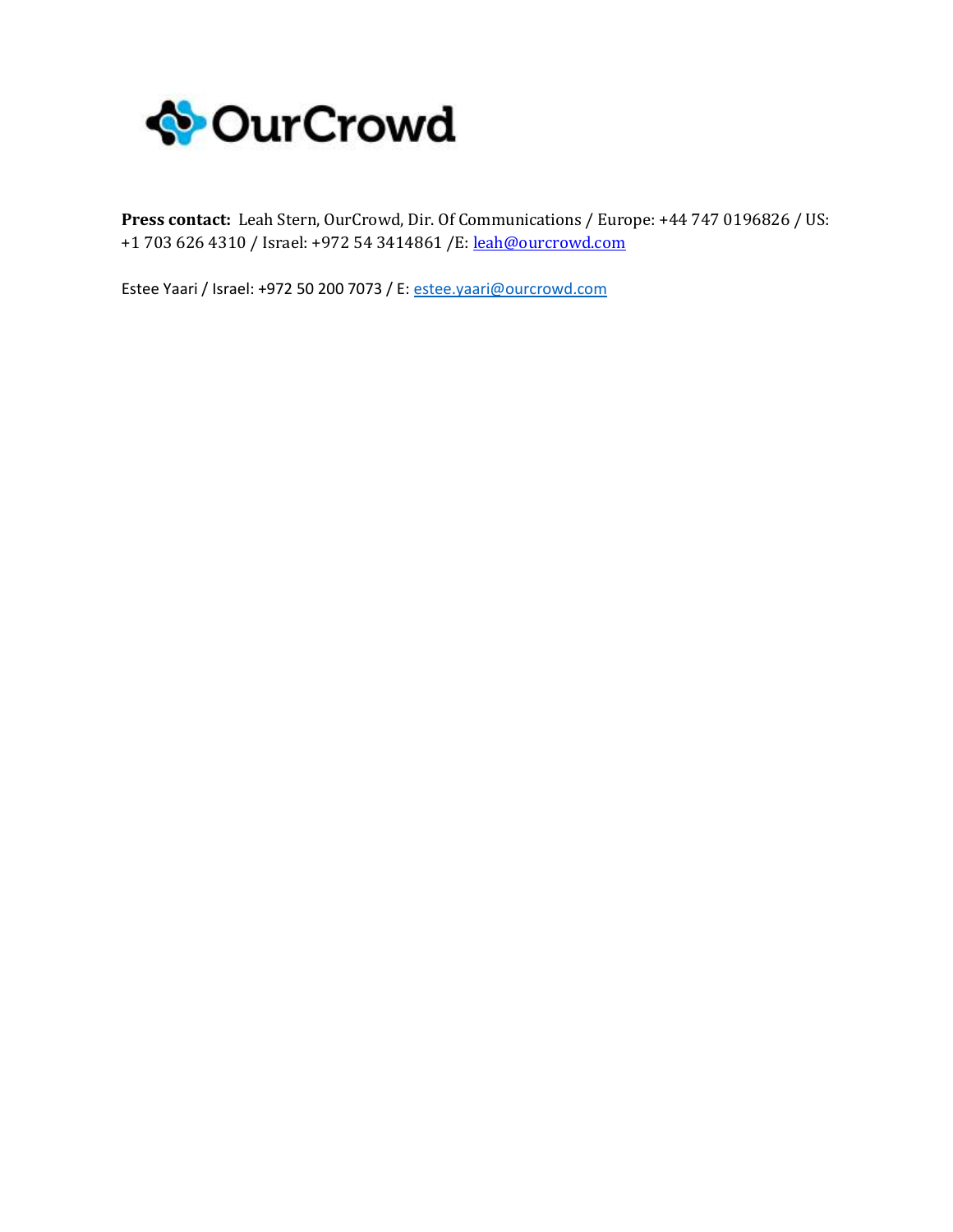**Press contact:** Leah Stern, OurCrowd, Dir. Of Communications / Europe: +44 747 0196826 / US: +1 703 626 4310 / Israel: +972 54 3414861 /E: leah@ourcrowd.com

Estee Yaari / Israel: +972 50 200 7073 / E: estee.yaari@ourcrowd.com